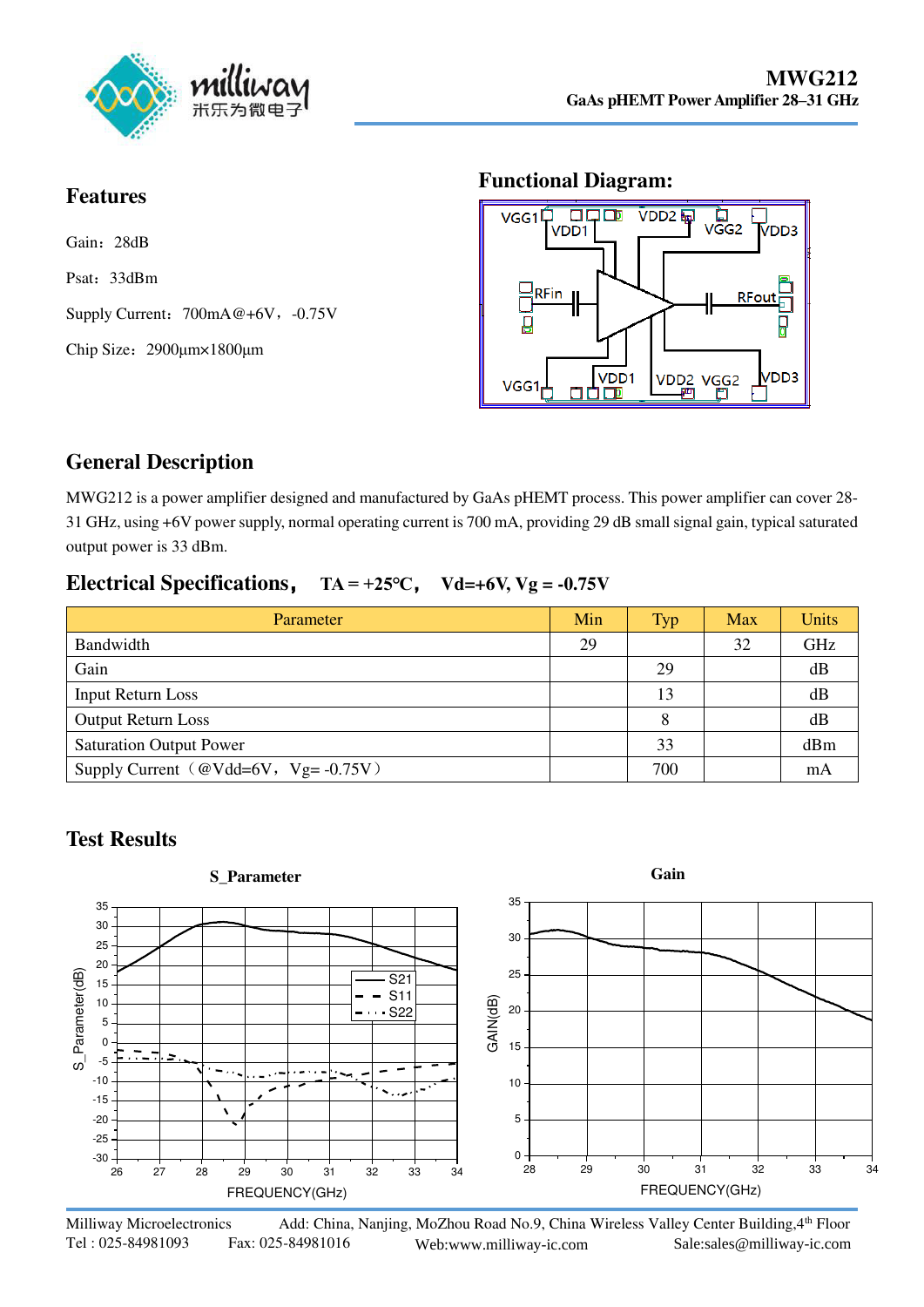# MWG212

**GaAs pHEMT Power Amplifier 28–31 GHz**

## Features

Gain：28dB

Psat：33dBm

Supply Current：700mA@+6V，-0.75V

Chip Size：2900μm×1800μm

## Functional Diagram:

## General Description

MWG212 is a power amplifier designed and manufactured by GaAs pHEMT process. This power amplifier can cover 28-31 GHz, using +6V power supply, normal operating current is 700 mA, providing 29 dB small signal gain, typical saturated output power is 33 dBm.

## Electrical Specifications， TA = +25°C， Vd=+6V, Vg = -0.75V

| Parameter | Min | Typ | Max | Units |
|---|---|---|---|---|
| Bandwidth | 29 | | 32 | GHz |
| Gain | | 29 | | dB |
| Input Return Loss | | 13 | | dB |
| Output Return Loss | | 8 | | dB |
| Saturation Output Power | | 33 | | dBm |
| Supply Current（@Vdd=6V，Vg= -0.75V） | | 700 | | mA |

## Test Results

**S_Parameter**

**Gain**

Milliway Microelectronics　Add: China, Nanjing, MoZhou Road No.9, China Wireless Valley Center Building,4th Floor
Tel : 025-84981093　Fax: 025-84981016　Web:www.milliway-ic.com　Sale:sales@milliway-ic.com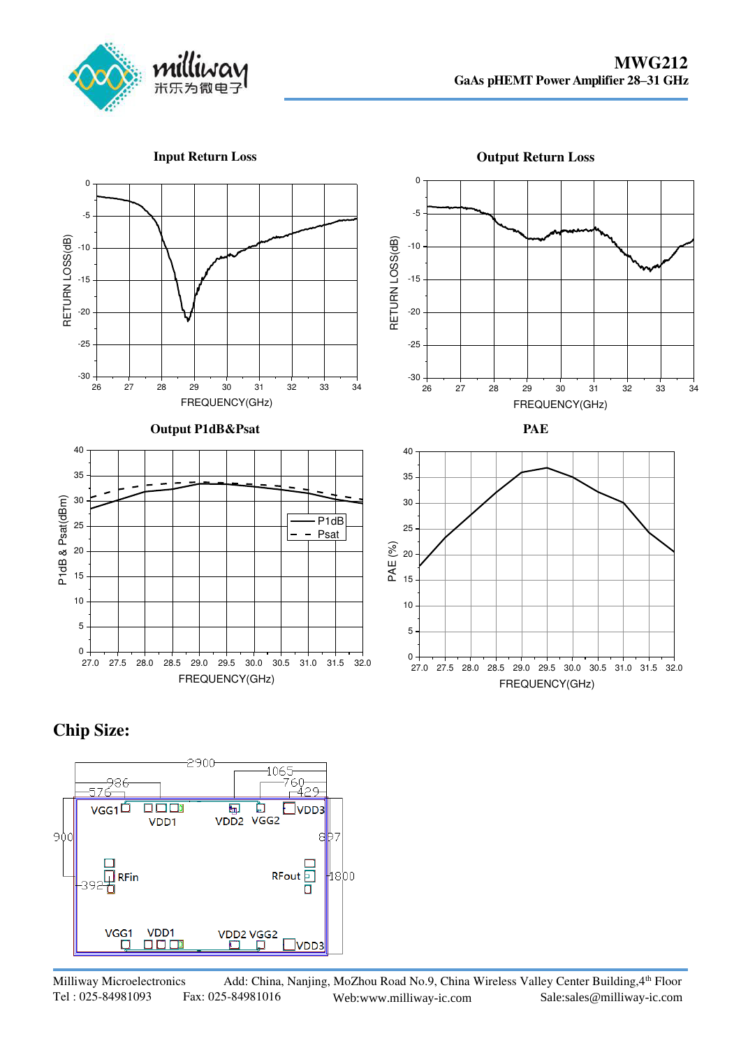**Input Return Loss**

**Output Return Loss**

**Output P1dB&Psat**

**PAE**

## Chip Size: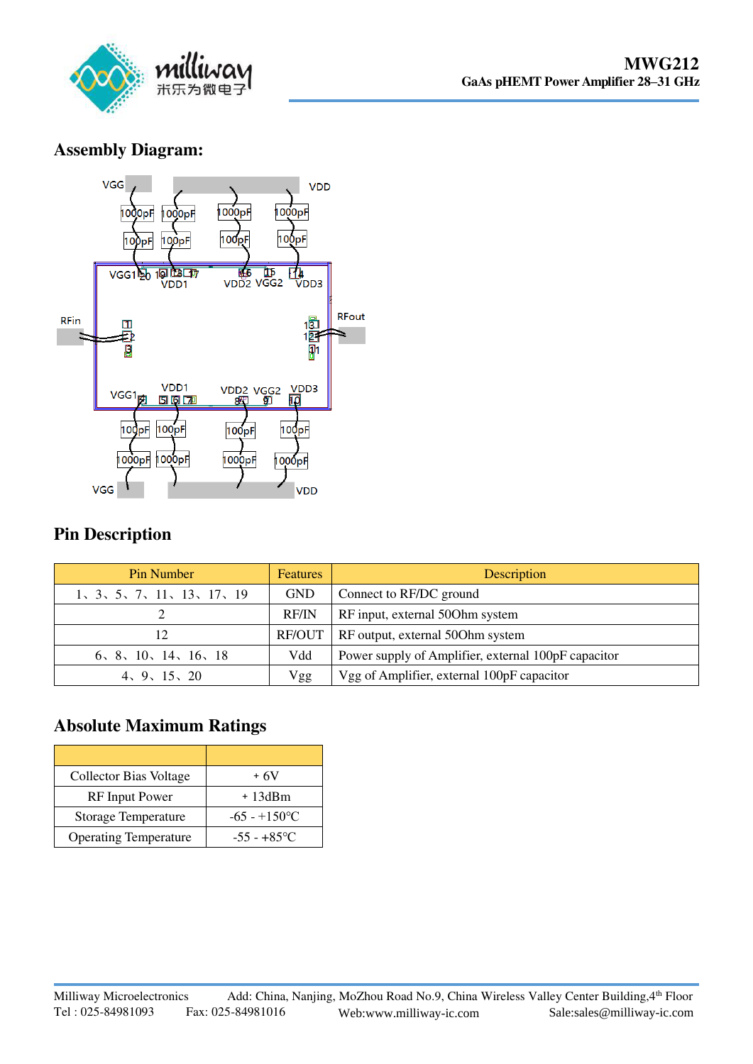## Assembly Diagram:

VGG
VDD
1000pF 1000pF 1000pF 1000pF
100pF 100pF 100pF 100pF
VGG1 20 19 18 17 16 15 14
VDD1 VDD2 VGG2 VDD3
RFin
1
2
3
RFout
13
12
11
VGG1 4 5 6 7 8 9 10
VDD1 VDD2 VGG2 VDD3
100pF 100pF 100pF 100pF
1000pF 1000pF 1000pF 1000pF
VGG
VDD

## Pin Description

| Pin Number | Features | Description |
|---|---|---|
| 1、3、5、7、11、13、17、19 | GND | Connect to RF/DC ground |
| 2 | RF/IN | RF input, external 50Ohm system |
| 12 | RF/OUT | RF output, external 50Ohm system |
| 6、8、10、14、16、18 | Vdd | Power supply of Amplifier, external 100pF capacitor |
| 4、9、15、20 | Vgg | Vgg of Amplifier, external 100pF capacitor |

## Absolute Maximum Ratings

| | |
|---|---|
| Collector Bias Voltage | + 6V |
| RF Input Power | + 13dBm |
| Storage Temperature | -65 - +150℃ |
| Operating Temperature | -55 - +85℃ |